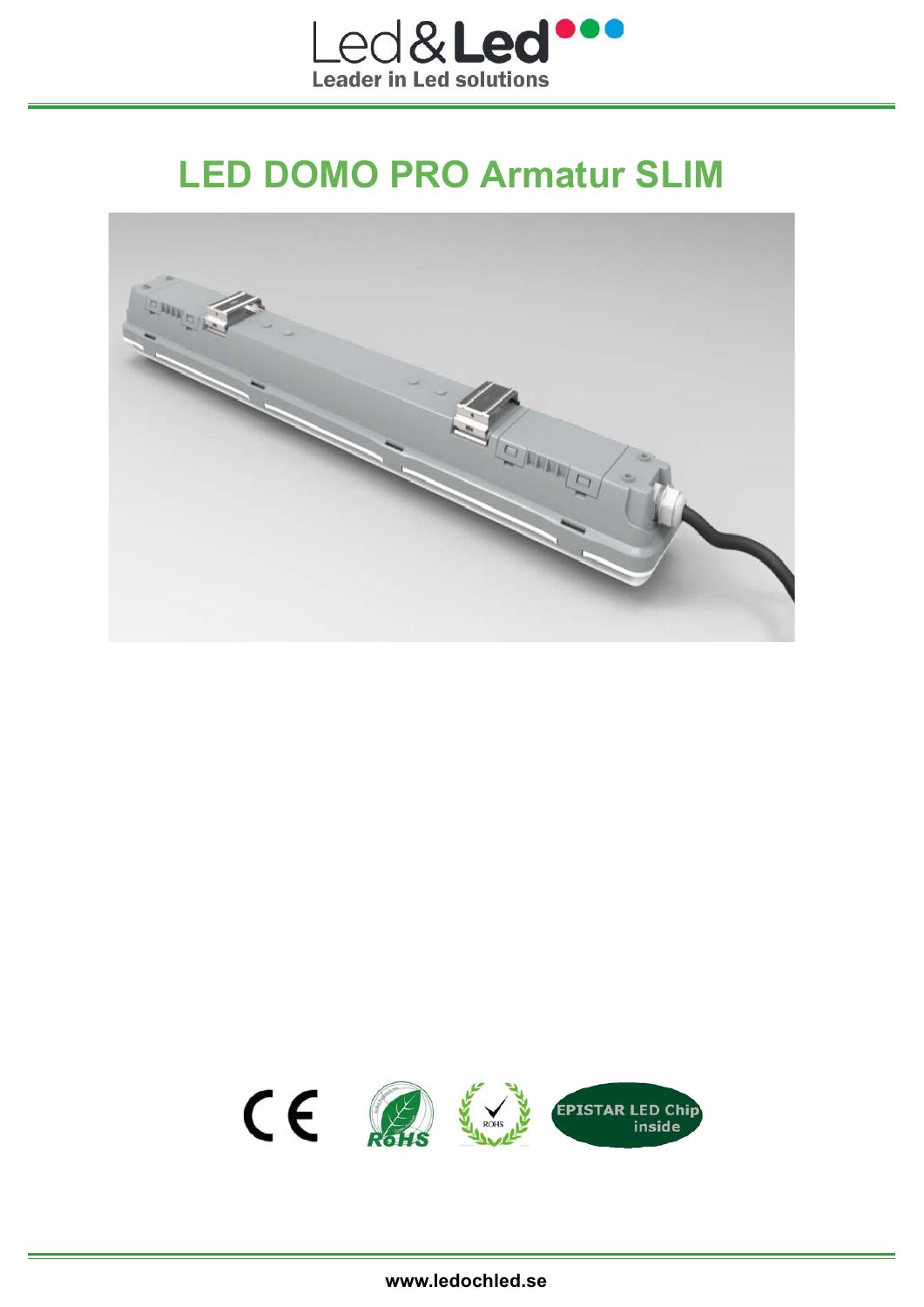Led&Led

Leader in Led solutions

# LED DOMO PRO Armatur SLIM

EPISTAR LED Chip inside

www.ledochled.se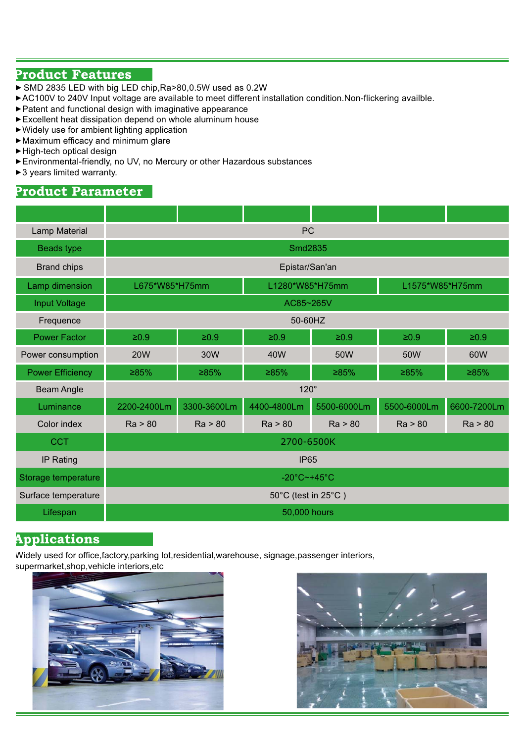## Product Features

- ► SMD 2835 LED with big LED chip,Ra>80,0.5W used as 0.2W
- ►AC100V to 240V Input voltage are available to meet different installation condition.Non-flickering availble.
- ►Patent and functional design with imaginative appearance
- ►Excellent heat dissipation depend on whole aluminum house
- ►Widely use for ambient lighting application
- ►Maximum efficacy and minimum glare
- ►High-tech optical design
- ►Environmental-friendly, no UV, no Mercury or other Hazardous substances
- ►3 years limited warranty.

## Product Parameter

| | | | | | | |
|---|---|---|---|---|---|---|
| Lamp Material | PC | | | | | |
| Beads type | Smd2835 | | | | | |
| Brand chips | Epistar/San'an | | | | | |
| Lamp dimension | L675*W85*H75mm | | L1280*W85*H75mm | | L1575*W85*H75mm | |
| Input Voltage | AC85~265V | | | | | |
| Frequence | 50-60HZ | | | | | |
| Power Factor | ≥0.9 | ≥0.9 | ≥0.9 | ≥0.9 | ≥0.9 | ≥0.9 |
| Power consumption | 20W | 30W | 40W | 50W | 50W | 60W |
| Power Efficiency | ≥85% | ≥85% | ≥85% | ≥85% | ≥85% | ≥85% |
| Beam Angle | 120° | | | | | |
| Luminance | 2200-2400Lm | 3300-3600Lm | 4400-4800Lm | 5500-6000Lm | 5500-6000Lm | 6600-7200Lm |
| Color index | Ra > 80 | Ra > 80 | Ra > 80 | Ra > 80 | Ra > 80 | Ra > 80 |
| CCT | 2700-6500K | | | | | |
| IP Rating | IP65 | | | | | |
| Storage temperature | -20°C~+45°C | | | | | |
| Surface temperature | 50°C (test in 25°C ) | | | | | |
| Lifespan | 50,000 hours | | | | | |

## Applications

Widely used for office,factory,parking lot,residential,warehouse, signage,passenger interiors, supermarket,shop,vehicle interiors,etc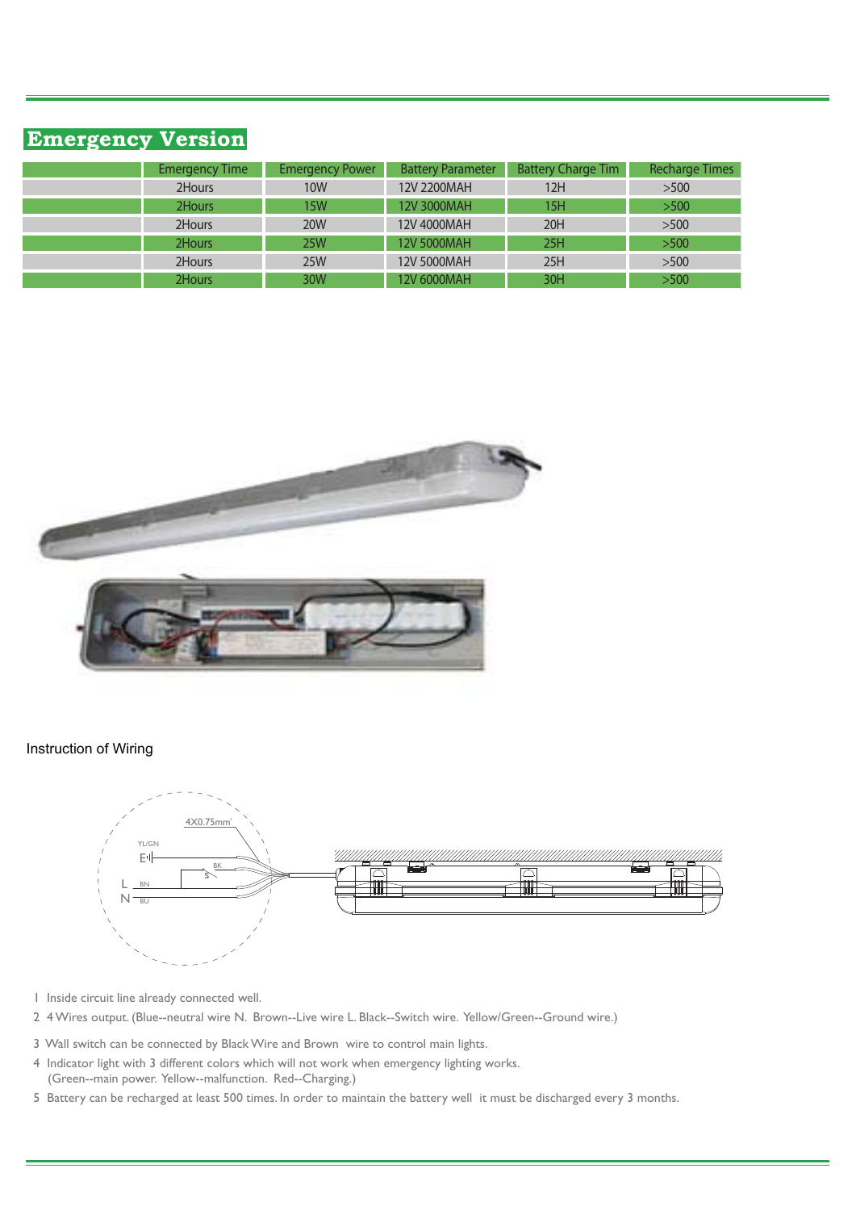## Emergency Version

| | Emergency Time | Emergency Power | Battery Parameter | Battery Charge Tim | Recharge Times |
|---|---|---|---|---|---|
| | 2Hours | 10W | 12V 2200MAH | 12H | >500 |
| | 2Hours | 15W | 12V 3000MAH | 15H | >500 |
| | 2Hours | 20W | 12V 4000MAH | 20H | >500 |
| | 2Hours | 25W | 12V 5000MAH | 25H | >500 |
| | 2Hours | 25W | 12V 5000MAH | 25H | >500 |
| | 2Hours | 30W | 12V 6000MAH | 30H | >500 |

Instruction of Wiring

1. Inside circuit line already connected well.
2. 4 Wires output. (Blue--neutral wire N. Brown--Live wire L. Black--Switch wire. Yellow/Green--Ground wire.)
3. Wall switch can be connected by Black Wire and Brown wire to control main lights.
4. Indicator light with 3 different colors which will not work when emergency lighting works.
   (Green--main power. Yellow--malfunction. Red--Charging.)
5. Battery can be recharged at least 500 times. In order to maintain the battery well it must be discharged every 3 months.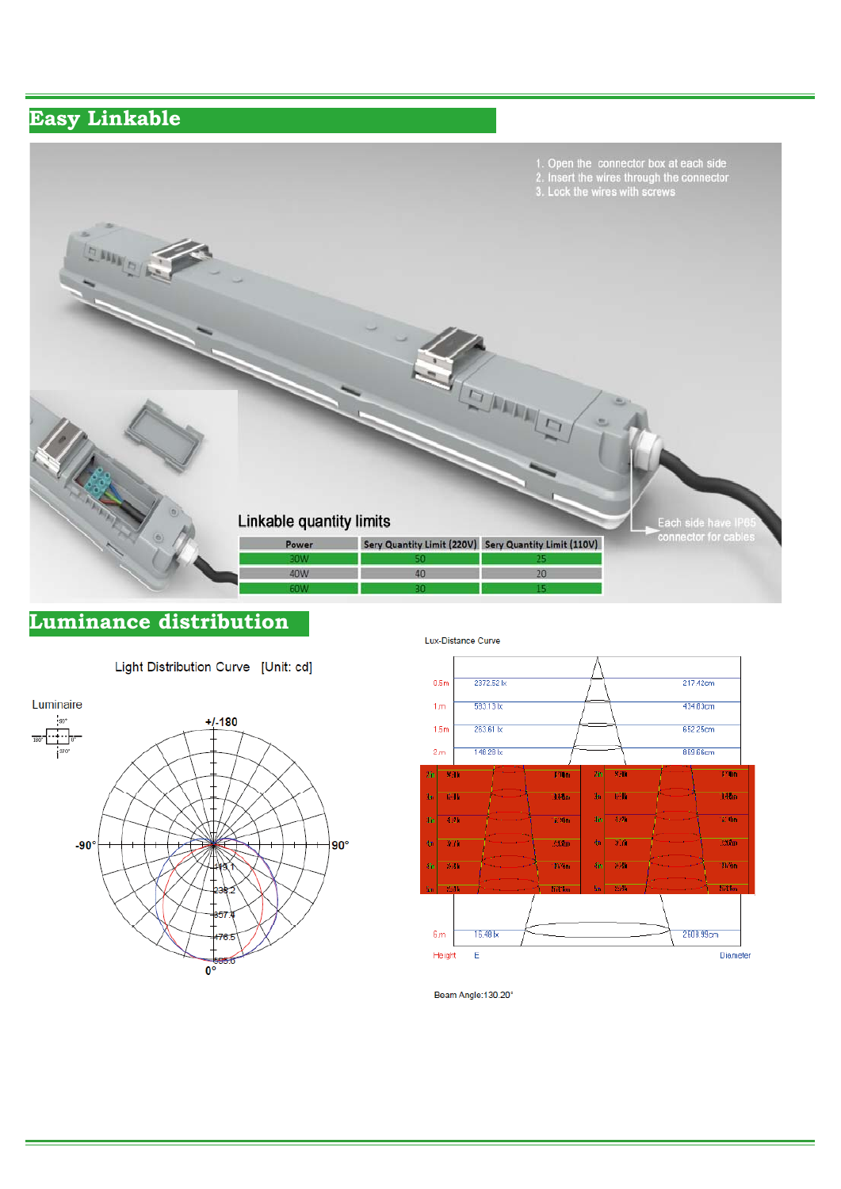## Easy Linkable

1. Open the connector box at each side
2. Insert the wires through the connector
3. Lock the wires with screws

Each side have IP65 connector for cables

### Linkable quantity limits

| Power | Sery Quantity Limit (220V) | Sery Quantity Limit (110V) |
|---|---|---|
| 30W | 50 | 25 |
| 40W | 40 | 20 |
| 60W | 30 | 15 |

## Luminance distribution

Light Distribution Curve [Unit: cd]

Luminaire

Lux-Distance Curve

| Height | E | Diameter |
|---|---|---|
| 0.5m | 2372.52 lx | 217.42cm |
| 1 m | 593.13 lx | 434.83cm |
| 1.5m | 263.61 lx | 652.25cm |
| 2 m | 148.28 lx | 869.66cm |
| 6 m | 16.48 lx | 2608.99cm |

Beam Angle:130.20°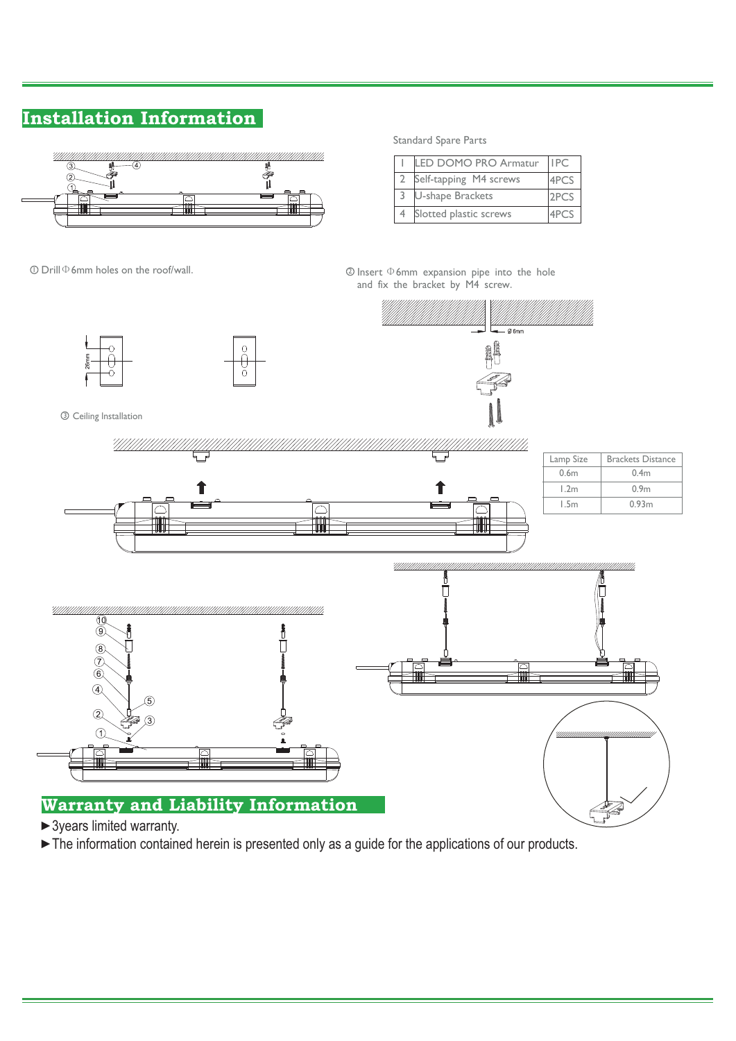## Installation Information

Standard Spare Parts

| | | |
|---|---|---|
| 1 | LED DOMO PRO Armatur | 1PC |
| 2 | Self-tapping M4 screws | 4PCS |
| 3 | U-shape Brackets | 2PCS |
| 4 | Slotted plastic screws | 4PCS |

① Drill Φ6mm holes on the roof/wall.

② Insert Φ6mm expansion pipe into the hole and fix the bracket by M4 screw.

26mm

Ø 6mm

③ Ceiling Installation

| Lamp Size | Brackets Distance |
|---|---|
| 0.6m | 0.4m |
| 1.2m | 0.9m |
| 1.5m | 0.93m |

## Warranty and Liability Information

- ►3years limited warranty.
- ►The information contained herein is presented only as a guide for the applications of our products.